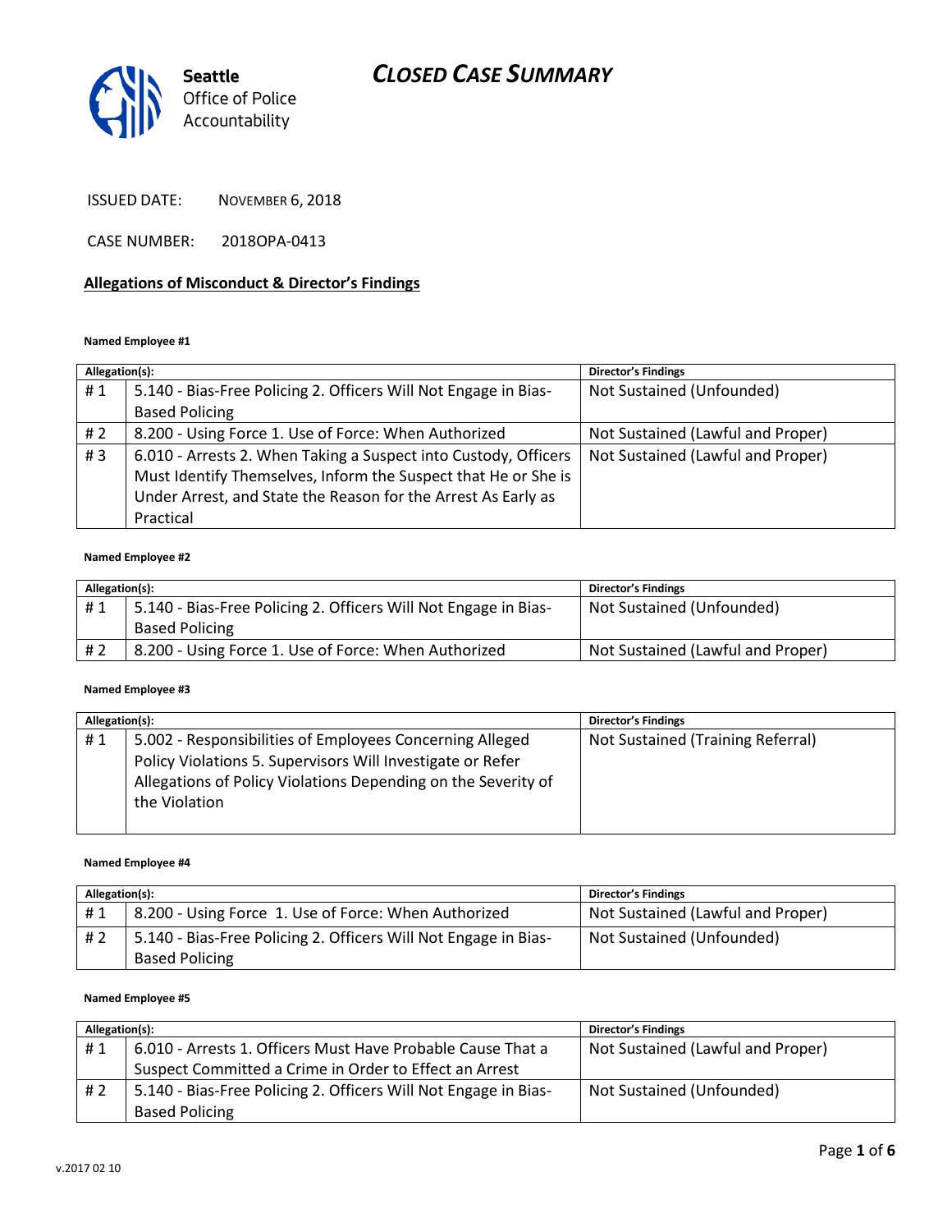Seattle Office of Police Accountability

# CLOSED CASE SUMMARY

ISSUED DATE: NOVEMBER 6, 2018

CASE NUMBER: 2018OPA-0413

## Allegations of Misconduct & Director's Findings

**Named Employee #1**

| Allegation(s): | | Director's Findings |
|---|---|---|
| # 1 | 5.140 - Bias-Free Policing 2. Officers Will Not Engage in Bias-Based Policing | Not Sustained (Unfounded) |
| # 2 | 8.200 - Using Force 1. Use of Force: When Authorized | Not Sustained (Lawful and Proper) |
| # 3 | 6.010 - Arrests 2. When Taking a Suspect into Custody, Officers Must Identify Themselves, Inform the Suspect that He or She is Under Arrest, and State the Reason for the Arrest As Early as Practical | Not Sustained (Lawful and Proper) |

**Named Employee #2**

| Allegation(s): | | Director's Findings |
|---|---|---|
| # 1 | 5.140 - Bias-Free Policing 2. Officers Will Not Engage in Bias-Based Policing | Not Sustained (Unfounded) |
| # 2 | 8.200 - Using Force 1. Use of Force: When Authorized | Not Sustained (Lawful and Proper) |

**Named Employee #3**

| Allegation(s): | | Director's Findings |
|---|---|---|
| # 1 | 5.002 - Responsibilities of Employees Concerning Alleged Policy Violations 5. Supervisors Will Investigate or Refer Allegations of Policy Violations Depending on the Severity of the Violation | Not Sustained (Training Referral) |

**Named Employee #4**

| Allegation(s): | | Director's Findings |
|---|---|---|
| # 1 | 8.200 - Using Force 1. Use of Force: When Authorized | Not Sustained (Lawful and Proper) |
| # 2 | 5.140 - Bias-Free Policing 2. Officers Will Not Engage in Bias-Based Policing | Not Sustained (Unfounded) |

**Named Employee #5**

| Allegation(s): | | Director's Findings |
|---|---|---|
| # 1 | 6.010 - Arrests 1. Officers Must Have Probable Cause That a Suspect Committed a Crime in Order to Effect an Arrest | Not Sustained (Lawful and Proper) |
| # 2 | 5.140 - Bias-Free Policing 2. Officers Will Not Engage in Bias-Based Policing | Not Sustained (Unfounded) |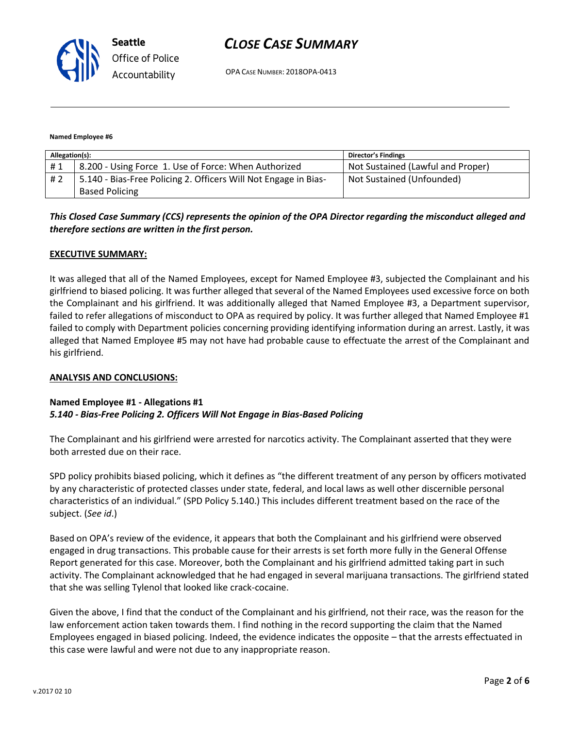**Named Employee #6**

| Allegation(s): | | Director's Findings |
|---|---|---|
| # 1 | 8.200 - Using Force 1. Use of Force: When Authorized | Not Sustained (Lawful and Proper) |
| # 2 | 5.140 - Bias-Free Policing 2. Officers Will Not Engage in Bias-Based Policing | Not Sustained (Unfounded) |

***This Closed Case Summary (CCS) represents the opinion of the OPA Director regarding the misconduct alleged and therefore sections are written in the first person.***

**EXECUTIVE SUMMARY:**

It was alleged that all of the Named Employees, except for Named Employee #3, subjected the Complainant and his girlfriend to biased policing. It was further alleged that several of the Named Employees used excessive force on both the Complainant and his girlfriend. It was additionally alleged that Named Employee #3, a Department supervisor, failed to refer allegations of misconduct to OPA as required by policy. It was further alleged that Named Employee #1 failed to comply with Department policies concerning providing identifying information during an arrest. Lastly, it was alleged that Named Employee #5 may not have had probable cause to effectuate the arrest of the Complainant and his girlfriend.

**ANALYSIS AND CONCLUSIONS:**

**Named Employee #1 - Allegations #1**
***5.140 - Bias-Free Policing 2. Officers Will Not Engage in Bias-Based Policing***

The Complainant and his girlfriend were arrested for narcotics activity. The Complainant asserted that they were both arrested due on their race.

SPD policy prohibits biased policing, which it defines as "the different treatment of any person by officers motivated by any characteristic of protected classes under state, federal, and local laws as well other discernible personal characteristics of an individual." (SPD Policy 5.140.) This includes different treatment based on the race of the subject. (*See id*.)

Based on OPA's review of the evidence, it appears that both the Complainant and his girlfriend were observed engaged in drug transactions. This probable cause for their arrests is set forth more fully in the General Offense Report generated for this case. Moreover, both the Complainant and his girlfriend admitted taking part in such activity. The Complainant acknowledged that he had engaged in several marijuana transactions. The girlfriend stated that she was selling Tylenol that looked like crack-cocaine.

Given the above, I find that the conduct of the Complainant and his girlfriend, not their race, was the reason for the law enforcement action taken towards them. I find nothing in the record supporting the claim that the Named Employees engaged in biased policing. Indeed, the evidence indicates the opposite – that the arrests effectuated in this case were lawful and were not due to any inappropriate reason.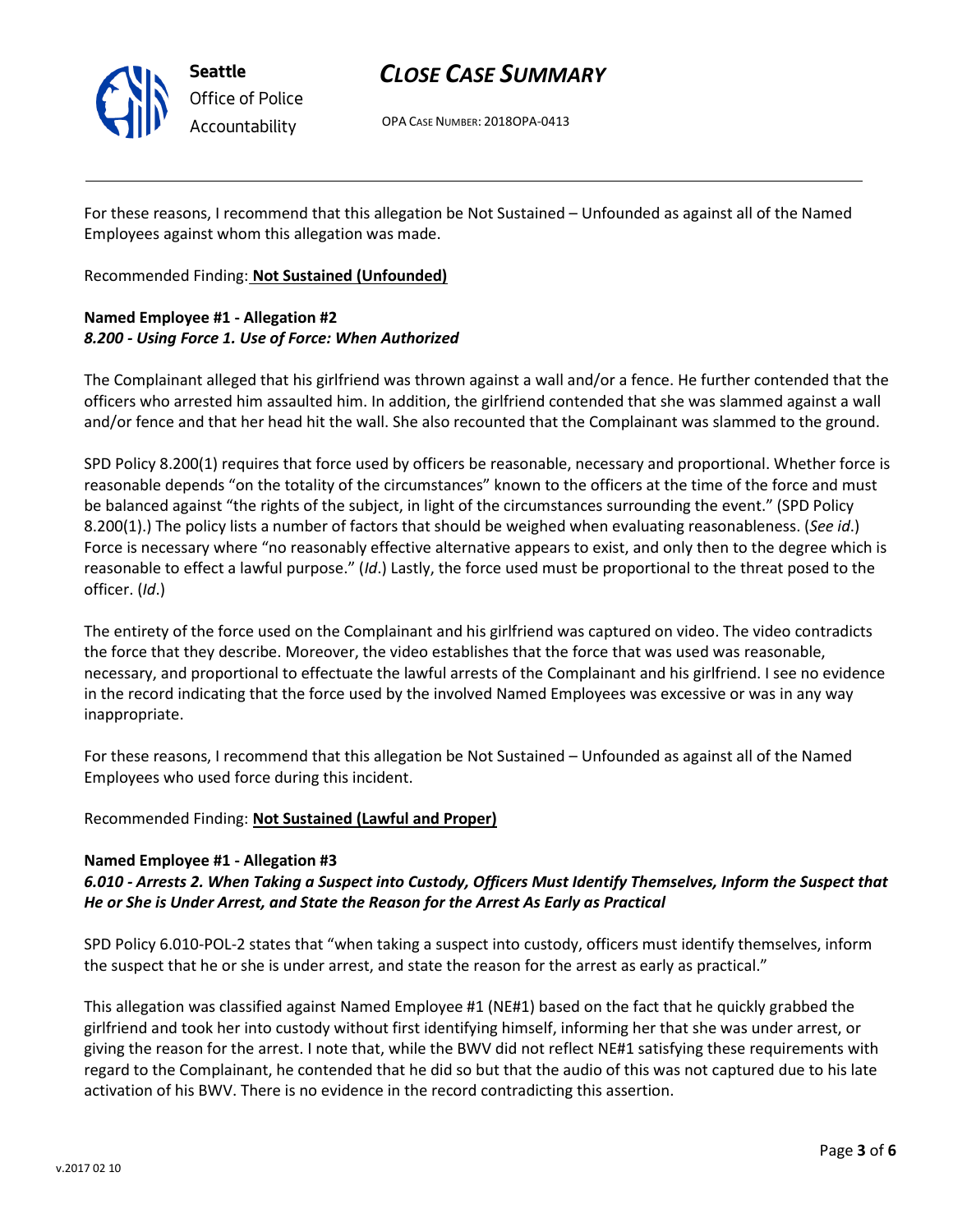For these reasons, I recommend that this allegation be Not Sustained – Unfounded as against all of the Named Employees against whom this allegation was made.

Recommended Finding: **Not Sustained (Unfounded)**

**Named Employee #1 - Allegation #2**
***8.200 - Using Force 1. Use of Force: When Authorized***

The Complainant alleged that his girlfriend was thrown against a wall and/or a fence. He further contended that the officers who arrested him assaulted him. In addition, the girlfriend contended that she was slammed against a wall and/or fence and that her head hit the wall. She also recounted that the Complainant was slammed to the ground.

SPD Policy 8.200(1) requires that force used by officers be reasonable, necessary and proportional. Whether force is reasonable depends "on the totality of the circumstances" known to the officers at the time of the force and must be balanced against "the rights of the subject, in light of the circumstances surrounding the event." (SPD Policy 8.200(1).) The policy lists a number of factors that should be weighed when evaluating reasonableness. (*See id*.) Force is necessary where "no reasonably effective alternative appears to exist, and only then to the degree which is reasonable to effect a lawful purpose." (*Id*.) Lastly, the force used must be proportional to the threat posed to the officer. (*Id*.)

The entirety of the force used on the Complainant and his girlfriend was captured on video. The video contradicts the force that they describe. Moreover, the video establishes that the force that was used was reasonable, necessary, and proportional to effectuate the lawful arrests of the Complainant and his girlfriend. I see no evidence in the record indicating that the force used by the involved Named Employees was excessive or was in any way inappropriate.

For these reasons, I recommend that this allegation be Not Sustained – Unfounded as against all of the Named Employees who used force during this incident.

Recommended Finding: **Not Sustained (Lawful and Proper)**

**Named Employee #1 - Allegation #3**
***6.010 - Arrests 2. When Taking a Suspect into Custody, Officers Must Identify Themselves, Inform the Suspect that He or She is Under Arrest, and State the Reason for the Arrest As Early as Practical***

SPD Policy 6.010-POL-2 states that "when taking a suspect into custody, officers must identify themselves, inform the suspect that he or she is under arrest, and state the reason for the arrest as early as practical."

This allegation was classified against Named Employee #1 (NE#1) based on the fact that he quickly grabbed the girlfriend and took her into custody without first identifying himself, informing her that she was under arrest, or giving the reason for the arrest. I note that, while the BWV did not reflect NE#1 satisfying these requirements with regard to the Complainant, he contended that he did so but that the audio of this was not captured due to his late activation of his BWV. There is no evidence in the record contradicting this assertion.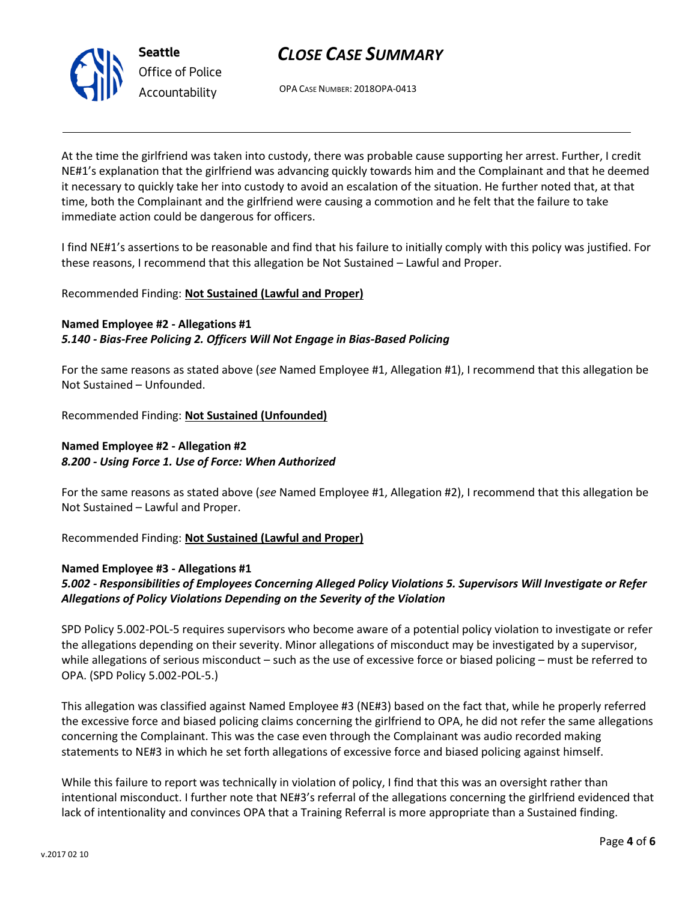At the time the girlfriend was taken into custody, there was probable cause supporting her arrest. Further, I credit NE#1's explanation that the girlfriend was advancing quickly towards him and the Complainant and that he deemed it necessary to quickly take her into custody to avoid an escalation of the situation. He further noted that, at that time, both the Complainant and the girlfriend were causing a commotion and he felt that the failure to take immediate action could be dangerous for officers.

I find NE#1's assertions to be reasonable and find that his failure to initially comply with this policy was justified. For these reasons, I recommend that this allegation be Not Sustained – Lawful and Proper.

Recommended Finding: **Not Sustained (Lawful and Proper)**

**Named Employee #2 - Allegations #1**
***5.140 - Bias-Free Policing 2. Officers Will Not Engage in Bias-Based Policing***

For the same reasons as stated above (*see* Named Employee #1, Allegation #1), I recommend that this allegation be Not Sustained – Unfounded.

Recommended Finding: **Not Sustained (Unfounded)**

**Named Employee #2 - Allegation #2**
***8.200 - Using Force 1. Use of Force: When Authorized***

For the same reasons as stated above (*see* Named Employee #1, Allegation #2), I recommend that this allegation be Not Sustained – Lawful and Proper.

Recommended Finding: **Not Sustained (Lawful and Proper)**

**Named Employee #3 - Allegations #1**
***5.002 - Responsibilities of Employees Concerning Alleged Policy Violations 5. Supervisors Will Investigate or Refer Allegations of Policy Violations Depending on the Severity of the Violation***

SPD Policy 5.002-POL-5 requires supervisors who become aware of a potential policy violation to investigate or refer the allegations depending on their severity. Minor allegations of misconduct may be investigated by a supervisor, while allegations of serious misconduct – such as the use of excessive force or biased policing – must be referred to OPA. (SPD Policy 5.002-POL-5.)

This allegation was classified against Named Employee #3 (NE#3) based on the fact that, while he properly referred the excessive force and biased policing claims concerning the girlfriend to OPA, he did not refer the same allegations concerning the Complainant. This was the case even through the Complainant was audio recorded making statements to NE#3 in which he set forth allegations of excessive force and biased policing against himself.

While this failure to report was technically in violation of policy, I find that this was an oversight rather than intentional misconduct. I further note that NE#3's referral of the allegations concerning the girlfriend evidenced that lack of intentionality and convinces OPA that a Training Referral is more appropriate than a Sustained finding.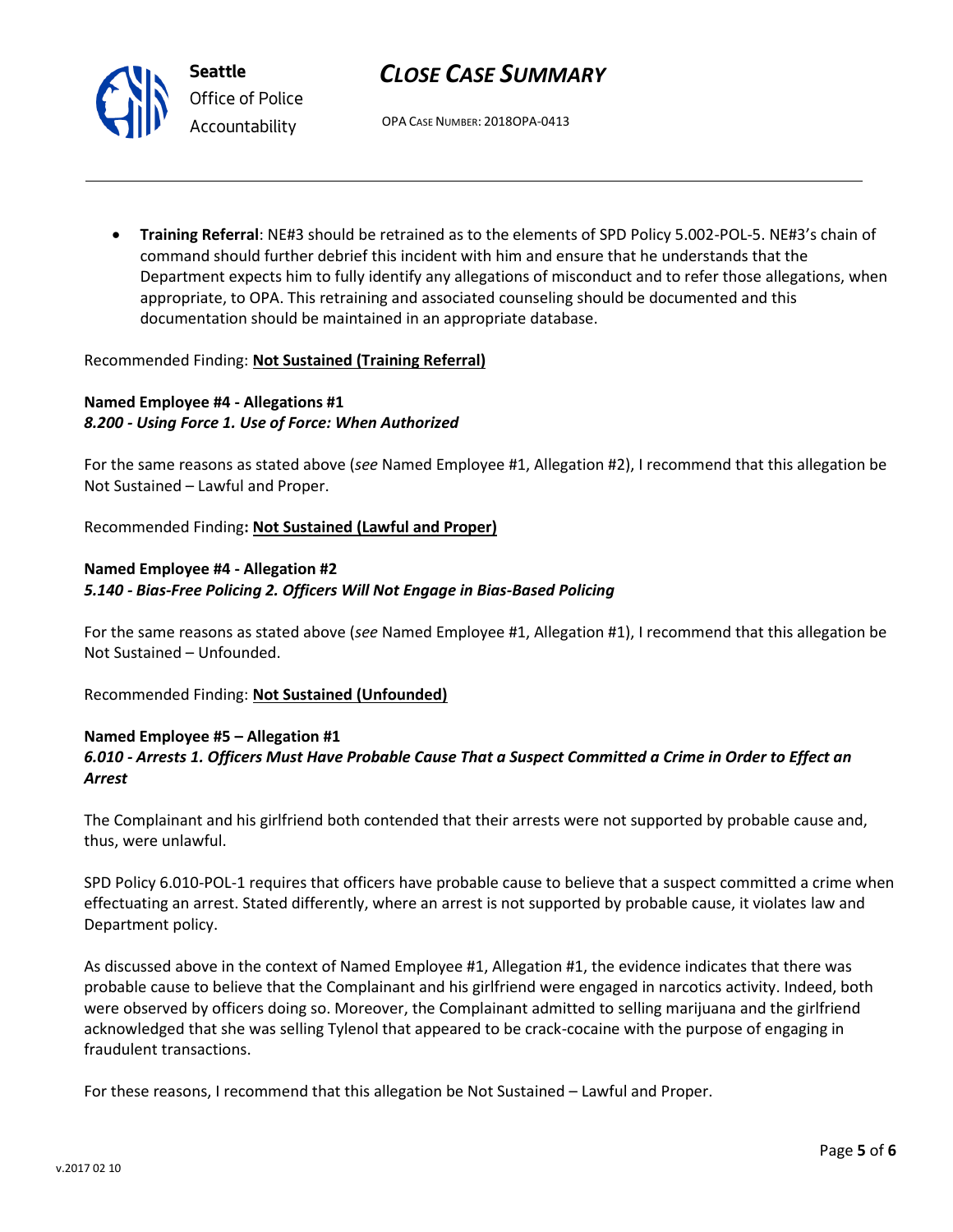- **Training Referral**: NE#3 should be retrained as to the elements of SPD Policy 5.002-POL-5. NE#3's chain of command should further debrief this incident with him and ensure that he understands that the Department expects him to fully identify any allegations of misconduct and to refer those allegations, when appropriate, to OPA. This retraining and associated counseling should be documented and this documentation should be maintained in an appropriate database.

Recommended Finding: **Not Sustained (Training Referral)**

**Named Employee #4 - Allegations #1**
***8.200 - Using Force 1. Use of Force: When Authorized***

For the same reasons as stated above (*see* Named Employee #1, Allegation #2), I recommend that this allegation be Not Sustained – Lawful and Proper.

Recommended Finding**: Not Sustained (Lawful and Proper)**

**Named Employee #4 - Allegation #2**
***5.140 - Bias-Free Policing 2. Officers Will Not Engage in Bias-Based Policing***

For the same reasons as stated above (*see* Named Employee #1, Allegation #1), I recommend that this allegation be Not Sustained – Unfounded.

Recommended Finding: **Not Sustained (Unfounded)**

**Named Employee #5 – Allegation #1**
***6.010 - Arrests 1. Officers Must Have Probable Cause That a Suspect Committed a Crime in Order to Effect an Arrest***

The Complainant and his girlfriend both contended that their arrests were not supported by probable cause and, thus, were unlawful.

SPD Policy 6.010-POL-1 requires that officers have probable cause to believe that a suspect committed a crime when effectuating an arrest. Stated differently, where an arrest is not supported by probable cause, it violates law and Department policy.

As discussed above in the context of Named Employee #1, Allegation #1, the evidence indicates that there was probable cause to believe that the Complainant and his girlfriend were engaged in narcotics activity. Indeed, both were observed by officers doing so. Moreover, the Complainant admitted to selling marijuana and the girlfriend acknowledged that she was selling Tylenol that appeared to be crack-cocaine with the purpose of engaging in fraudulent transactions.

For these reasons, I recommend that this allegation be Not Sustained – Lawful and Proper.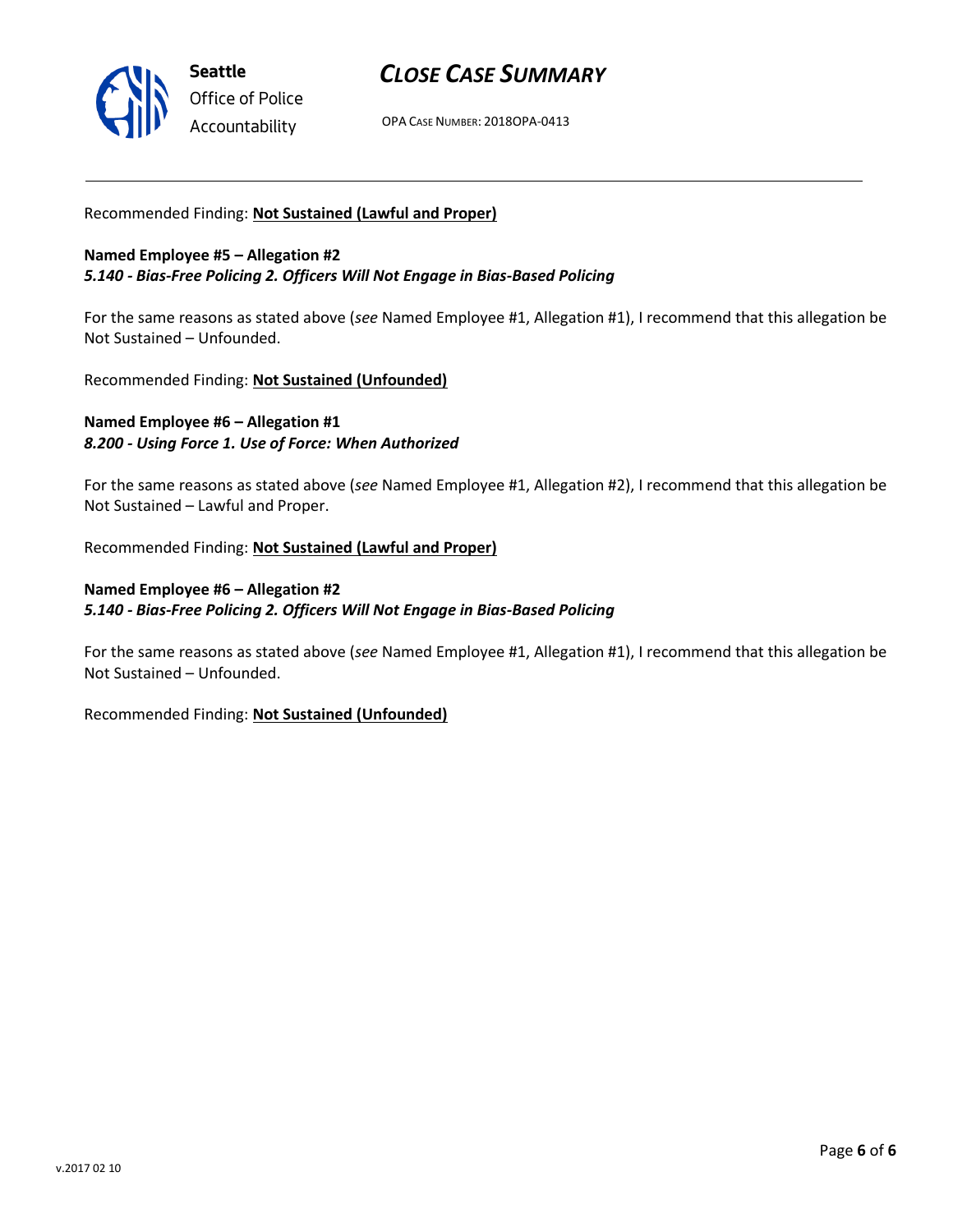Recommended Finding: **Not Sustained (Lawful and Proper)**

**Named Employee #5 – Allegation #2**
***5.140 - Bias-Free Policing 2. Officers Will Not Engage in Bias-Based Policing***

For the same reasons as stated above (*see* Named Employee #1, Allegation #1), I recommend that this allegation be Not Sustained – Unfounded.

Recommended Finding: **Not Sustained (Unfounded)**

**Named Employee #6 – Allegation #1**
***8.200 - Using Force 1. Use of Force: When Authorized***

For the same reasons as stated above (*see* Named Employee #1, Allegation #2), I recommend that this allegation be Not Sustained – Lawful and Proper.

Recommended Finding: **Not Sustained (Lawful and Proper)**

**Named Employee #6 – Allegation #2**
***5.140 - Bias-Free Policing 2. Officers Will Not Engage in Bias-Based Policing***

For the same reasons as stated above (*see* Named Employee #1, Allegation #1), I recommend that this allegation be Not Sustained – Unfounded.

Recommended Finding: **Not Sustained (Unfounded)**